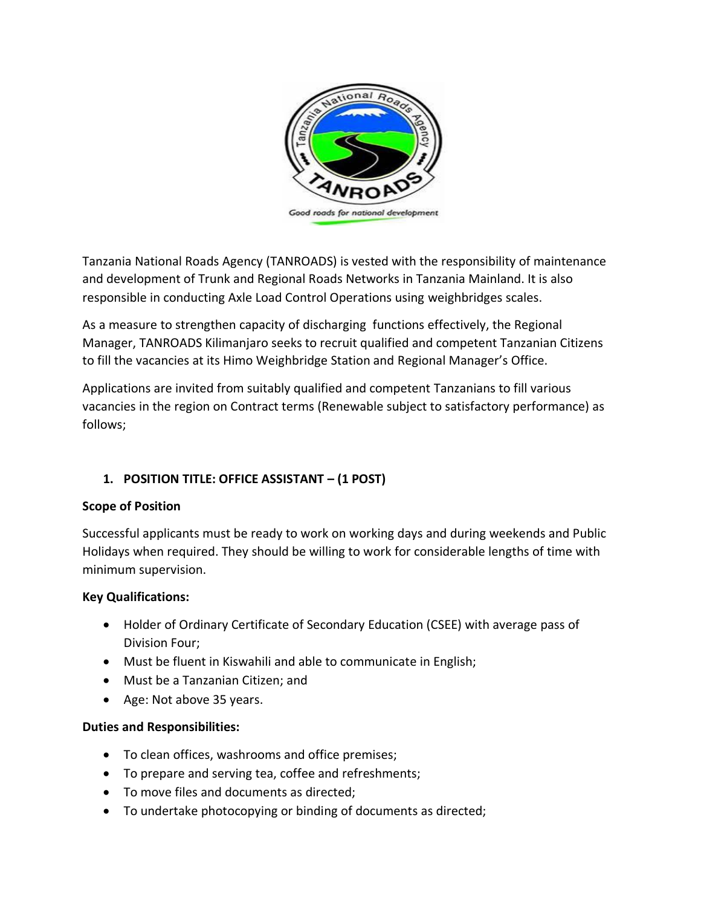Tanzania National Roads Agency (TANROADS) is vested with the responsibility of maintenance and development of Trunk and Regional Roads Networks in Tanzania Mainland. It is also responsible in conducting Axle Load Control Operations using weighbridges scales.

As a measure to strengthen capacity of discharging functions effectively, the Regional Manager, TANROADS Kilimanjaro seeks to recruit qualified and competent Tanzanian Citizens to fill the vacancies at its Himo Weighbridge Station and Regional Manager's Office.

Applications are invited from suitably qualified and competent Tanzanians to fill various vacancies in the region on Contract terms (Renewable subject to satisfactory performance) as follows;

1. **POSITION TITLE: OFFICE ASSISTANT – (1 POST)**

**Scope of Position**

Successful applicants must be ready to work on working days and during weekends and Public Holidays when required. They should be willing to work for considerable lengths of time with minimum supervision.

**Key Qualifications:**

- Holder of Ordinary Certificate of Secondary Education (CSEE) with average pass of Division Four;
- Must be fluent in Kiswahili and able to communicate in English;
- Must be a Tanzanian Citizen; and
- Age: Not above 35 years.

**Duties and Responsibilities:**

- To clean offices, washrooms and office premises;
- To prepare and serving tea, coffee and refreshments;
- To move files and documents as directed;
- To undertake photocopying or binding of documents as directed;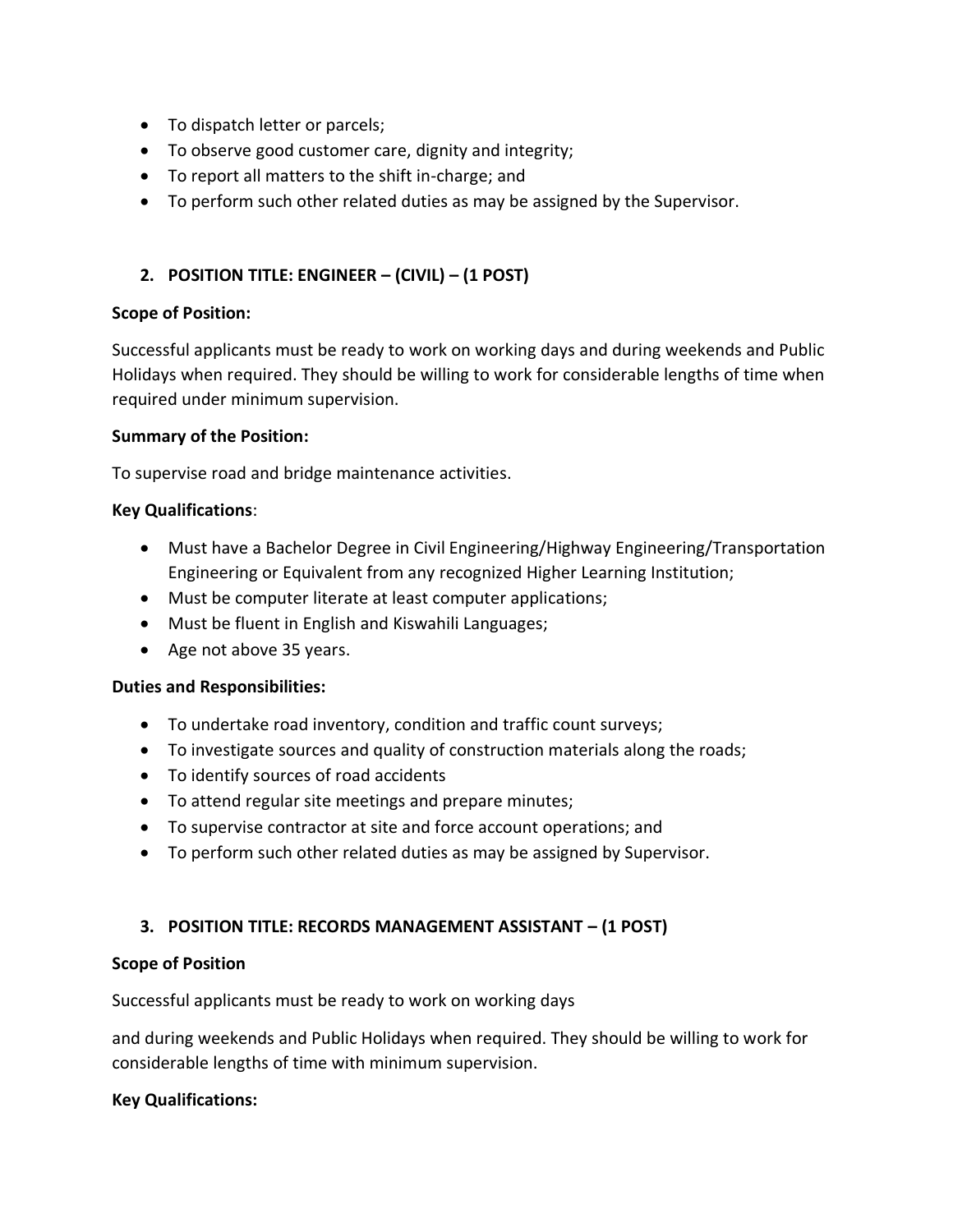- To dispatch letter or parcels;
- To observe good customer care, dignity and integrity;
- To report all matters to the shift in-charge; and
- To perform such other related duties as may be assigned by the Supervisor.

## 2. POSITION TITLE: ENGINEER – (CIVIL) – (1 POST)

**Scope of Position:**

Successful applicants must be ready to work on working days and during weekends and Public Holidays when required. They should be willing to work for considerable lengths of time when required under minimum supervision.

**Summary of the Position:**

To supervise road and bridge maintenance activities.

**Key Qualifications**:

- Must have a Bachelor Degree in Civil Engineering/Highway Engineering/Transportation Engineering or Equivalent from any recognized Higher Learning Institution;
- Must be computer literate at least computer applications;
- Must be fluent in English and Kiswahili Languages;
- Age not above 35 years.

**Duties and Responsibilities:**

- To undertake road inventory, condition and traffic count surveys;
- To investigate sources and quality of construction materials along the roads;
- To identify sources of road accidents
- To attend regular site meetings and prepare minutes;
- To supervise contractor at site and force account operations; and
- To perform such other related duties as may be assigned by Supervisor.

## 3. POSITION TITLE: RECORDS MANAGEMENT ASSISTANT – (1 POST)

**Scope of Position**

Successful applicants must be ready to work on working days

and during weekends and Public Holidays when required. They should be willing to work for considerable lengths of time with minimum supervision.

**Key Qualifications:**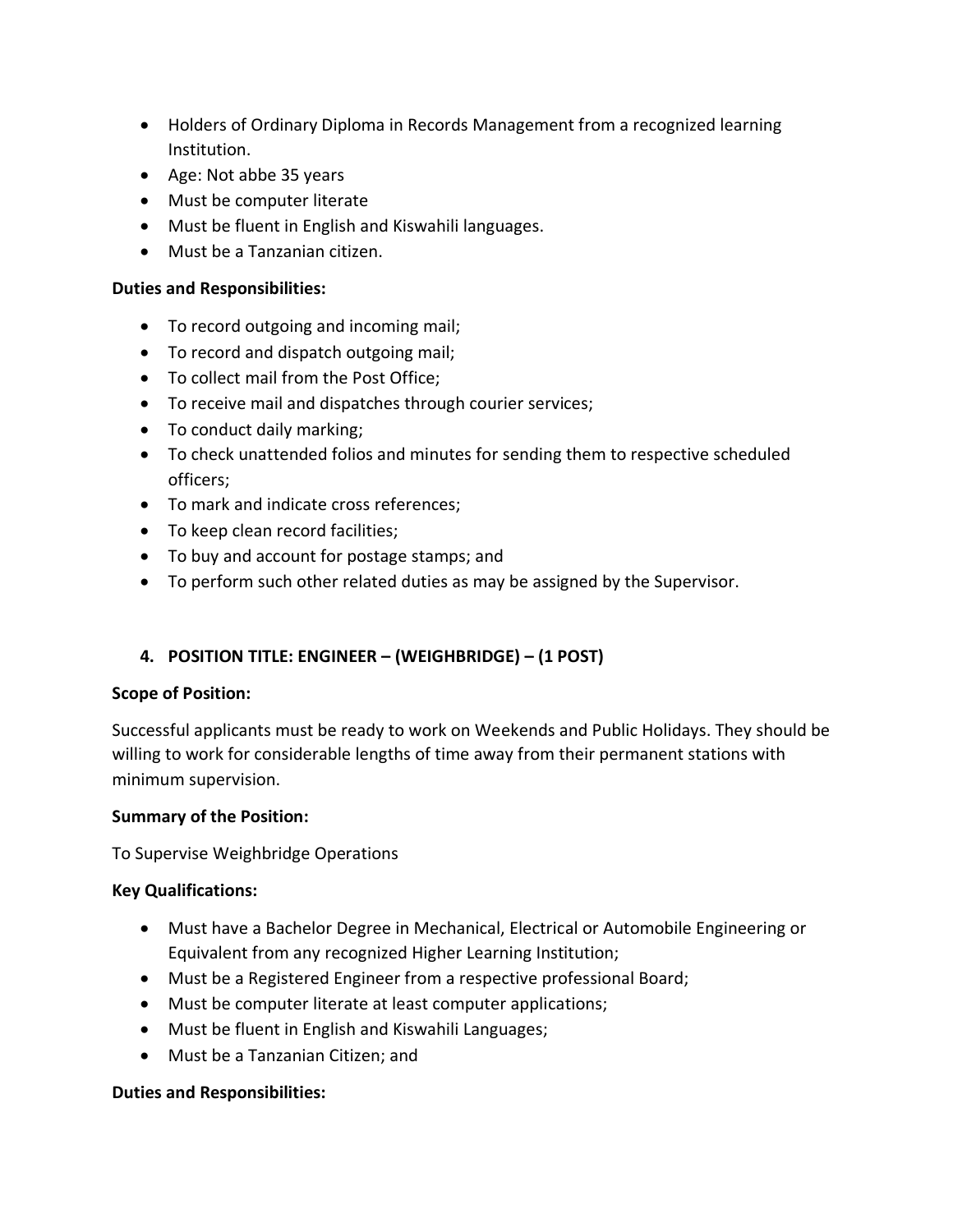- Holders of Ordinary Diploma in Records Management from a recognized learning Institution.
- Age: Not abbe 35 years
- Must be computer literate
- Must be fluent in English and Kiswahili languages.
- Must be a Tanzanian citizen.

**Duties and Responsibilities:**

- To record outgoing and incoming mail;
- To record and dispatch outgoing mail;
- To collect mail from the Post Office;
- To receive mail and dispatches through courier services;
- To conduct daily marking;
- To check unattended folios and minutes for sending them to respective scheduled officers;
- To mark and indicate cross references;
- To keep clean record facilities;
- To buy and account for postage stamps; and
- To perform such other related duties as may be assigned by the Supervisor.

## 4. POSITION TITLE: ENGINEER – (WEIGHBRIDGE) – (1 POST)

**Scope of Position:**

Successful applicants must be ready to work on Weekends and Public Holidays. They should be willing to work for considerable lengths of time away from their permanent stations with minimum supervision.

**Summary of the Position:**

To Supervise Weighbridge Operations

**Key Qualifications:**

- Must have a Bachelor Degree in Mechanical, Electrical or Automobile Engineering or Equivalent from any recognized Higher Learning Institution;
- Must be a Registered Engineer from a respective professional Board;
- Must be computer literate at least computer applications;
- Must be fluent in English and Kiswahili Languages;
- Must be a Tanzanian Citizen; and

**Duties and Responsibilities:**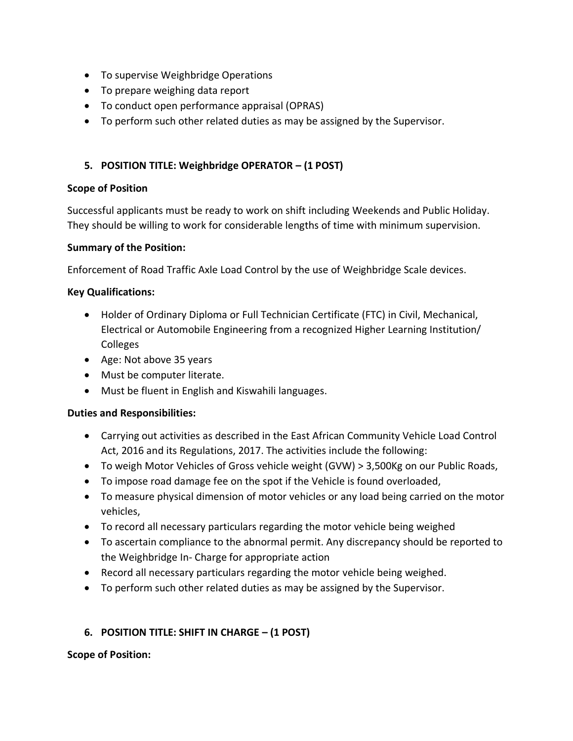- To supervise Weighbridge Operations
- To prepare weighing data report
- To conduct open performance appraisal (OPRAS)
- To perform such other related duties as may be assigned by the Supervisor.

5. **POSITION TITLE: Weighbridge OPERATOR – (1 POST)**

**Scope of Position**

Successful applicants must be ready to work on shift including Weekends and Public Holiday. They should be willing to work for considerable lengths of time with minimum supervision.

**Summary of the Position:**

Enforcement of Road Traffic Axle Load Control by the use of Weighbridge Scale devices.

**Key Qualifications:**

- Holder of Ordinary Diploma or Full Technician Certificate (FTC) in Civil, Mechanical, Electrical or Automobile Engineering from a recognized Higher Learning Institution/ Colleges
- Age: Not above 35 years
- Must be computer literate.
- Must be fluent in English and Kiswahili languages.

**Duties and Responsibilities:**

- Carrying out activities as described in the East African Community Vehicle Load Control Act, 2016 and its Regulations, 2017. The activities include the following:
- To weigh Motor Vehicles of Gross vehicle weight (GVW) > 3,500Kg on our Public Roads,
- To impose road damage fee on the spot if the Vehicle is found overloaded,
- To measure physical dimension of motor vehicles or any load being carried on the motor vehicles,
- To record all necessary particulars regarding the motor vehicle being weighed
- To ascertain compliance to the abnormal permit. Any discrepancy should be reported to the Weighbridge In- Charge for appropriate action
- Record all necessary particulars regarding the motor vehicle being weighed.
- To perform such other related duties as may be assigned by the Supervisor.

6. **POSITION TITLE: SHIFT IN CHARGE – (1 POST)**

**Scope of Position:**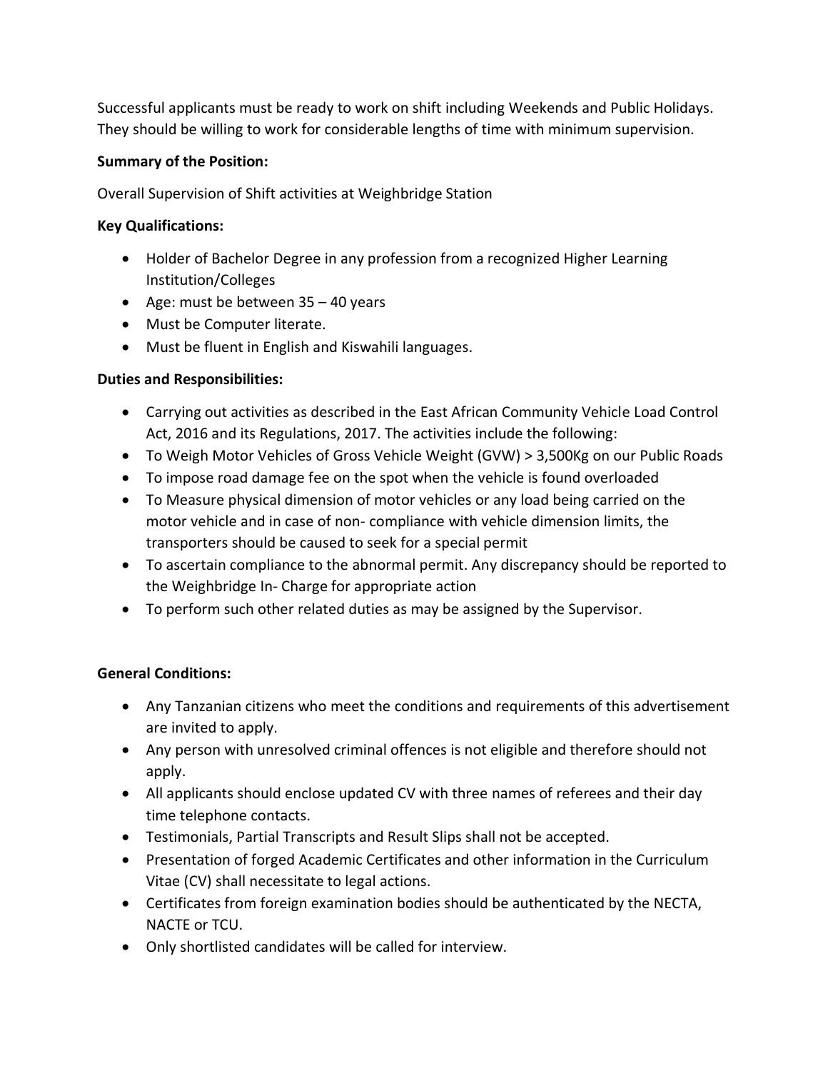Successful applicants must be ready to work on shift including Weekends and Public Holidays. They should be willing to work for considerable lengths of time with minimum supervision.

**Summary of the Position:**

Overall Supervision of Shift activities at Weighbridge Station

**Key Qualifications:**

- Holder of Bachelor Degree in any profession from a recognized Higher Learning Institution/Colleges
- Age: must be between 35 – 40 years
- Must be Computer literate.
- Must be fluent in English and Kiswahili languages.

**Duties and Responsibilities:**

- Carrying out activities as described in the East African Community Vehicle Load Control Act, 2016 and its Regulations, 2017. The activities include the following:
- To Weigh Motor Vehicles of Gross Vehicle Weight (GVW) > 3,500Kg on our Public Roads
- To impose road damage fee on the spot when the vehicle is found overloaded
- To Measure physical dimension of motor vehicles or any load being carried on the motor vehicle and in case of non- compliance with vehicle dimension limits, the transporters should be caused to seek for a special permit
- To ascertain compliance to the abnormal permit. Any discrepancy should be reported to the Weighbridge In- Charge for appropriate action
- To perform such other related duties as may be assigned by the Supervisor.

**General Conditions:**

- Any Tanzanian citizens who meet the conditions and requirements of this advertisement are invited to apply.
- Any person with unresolved criminal offences is not eligible and therefore should not apply.
- All applicants should enclose updated CV with three names of referees and their day time telephone contacts.
- Testimonials, Partial Transcripts and Result Slips shall not be accepted.
- Presentation of forged Academic Certificates and other information in the Curriculum Vitae (CV) shall necessitate to legal actions.
- Certificates from foreign examination bodies should be authenticated by the NECTA, NACTE or TCU.
- Only shortlisted candidates will be called for interview.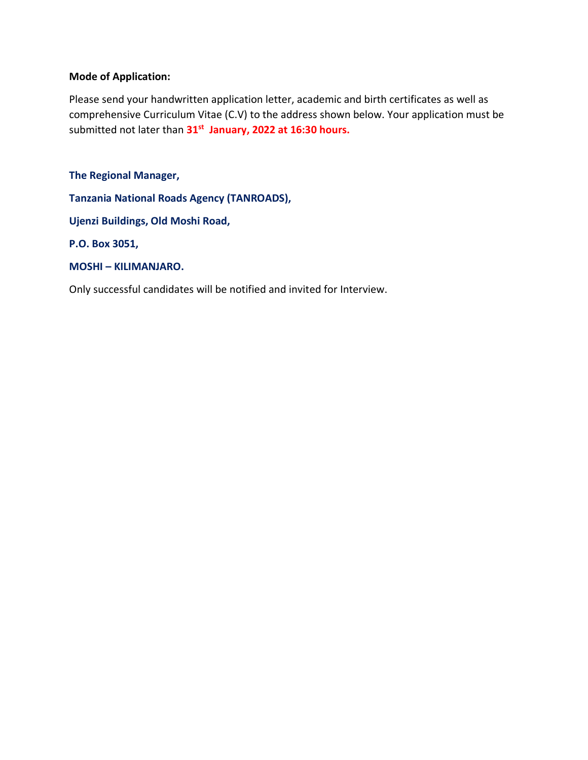**Mode of Application:**

Please send your handwritten application letter, academic and birth certificates as well as comprehensive Curriculum Vitae (C.V) to the address shown below. Your application must be submitted not later than **31st January, 2022 at 16:30 hours.**

**The Regional Manager,**

**Tanzania National Roads Agency (TANROADS),**

**Ujenzi Buildings, Old Moshi Road,**

**P.O. Box 3051,**

**MOSHI – KILIMANJARO.**

Only successful candidates will be notified and invited for Interview.